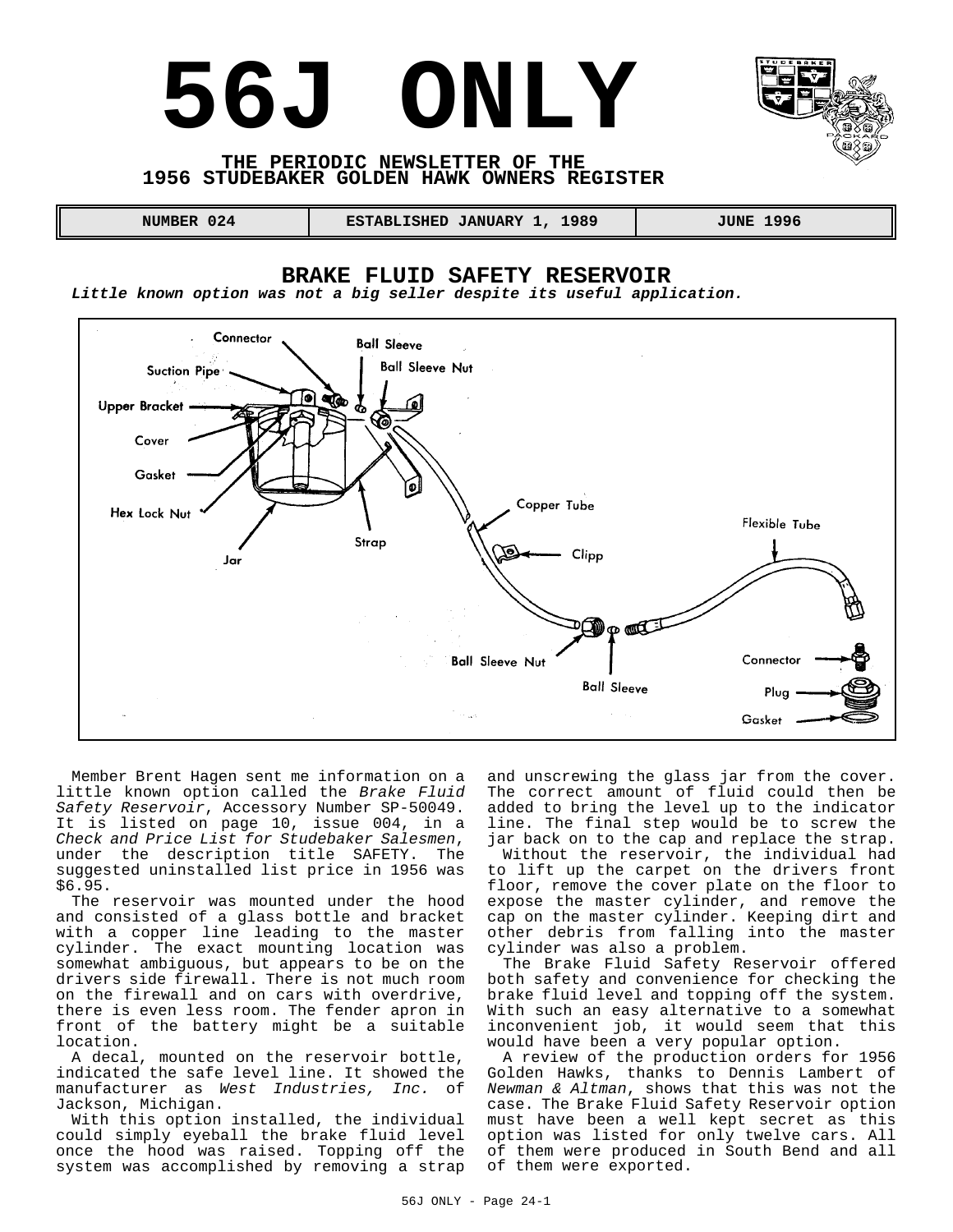# 56J ONLY

**THE PERIODIC NEWSLETTER OF THE 1956 STUDEBAKER GOLDEN HAWK OWNERS REGISTER**

| NUMBER 024 | ESTABLISHED JANUARY 1, 1989 | JUNE 1996 |
|---|---|---|

## BRAKE FLUID SAFETY RESERVOIR

***Little known option was not a big seller despite its useful application.***

Connector, Ball Sleeve, Ball Sleeve Nut, Suction Pipe, Upper Bracket, Cover, Gasket, Hex Lock Nut, Jar, Strap, Copper Tube, Clipp, Flexible Tube, Ball Sleeve Nut, Ball Sleeve, Connector, Plug, Gasket

Member Brent Hagen sent me information on a little known option called the *Brake Fluid Safety Reservoir*, Accessory Number SP-50049. It is listed on page 10, issue 004, in a *Check and Price List for Studebaker Salesmen*, under the description title SAFETY. The suggested uninstalled list price in 1956 was $6.95.

The reservoir was mounted under the hood and consisted of a glass bottle and bracket with a copper line leading to the master cylinder. The exact mounting location was somewhat ambiguous, but appears to be on the drivers side firewall. There is not much room on the firewall and on cars with overdrive, there is even less room. The fender apron in front of the battery might be a suitable location.

A decal, mounted on the reservoir bottle, indicated the safe level line. It showed the manufacturer as *West Industries, Inc.* of Jackson, Michigan.

With this option installed, the individual could simply eyeball the brake fluid level once the hood was raised. Topping off the system was accomplished by removing a strap and unscrewing the glass jar from the cover. The correct amount of fluid could then be added to bring the level up to the indicator line. The final step would be to screw the jar back on to the cap and replace the strap.

Without the reservoir, the individual had to lift up the carpet on the drivers front floor, remove the cover plate on the floor to expose the master cylinder, and remove the cap on the master cylinder. Keeping dirt and other debris from falling into the master cylinder was also a problem.

The Brake Fluid Safety Reservoir offered both safety and convenience for checking the brake fluid level and topping off the system. With such an easy alternative to a somewhat inconvenient job, it would seem that this would have been a very popular option.

A review of the production orders for 1956 Golden Hawks, thanks to Dennis Lambert of *Newman & Altman*, shows that this was not the case. The Brake Fluid Safety Reservoir option must have been a well kept secret as this option was listed for only twelve cars. All of them were produced in South Bend and all of them were exported.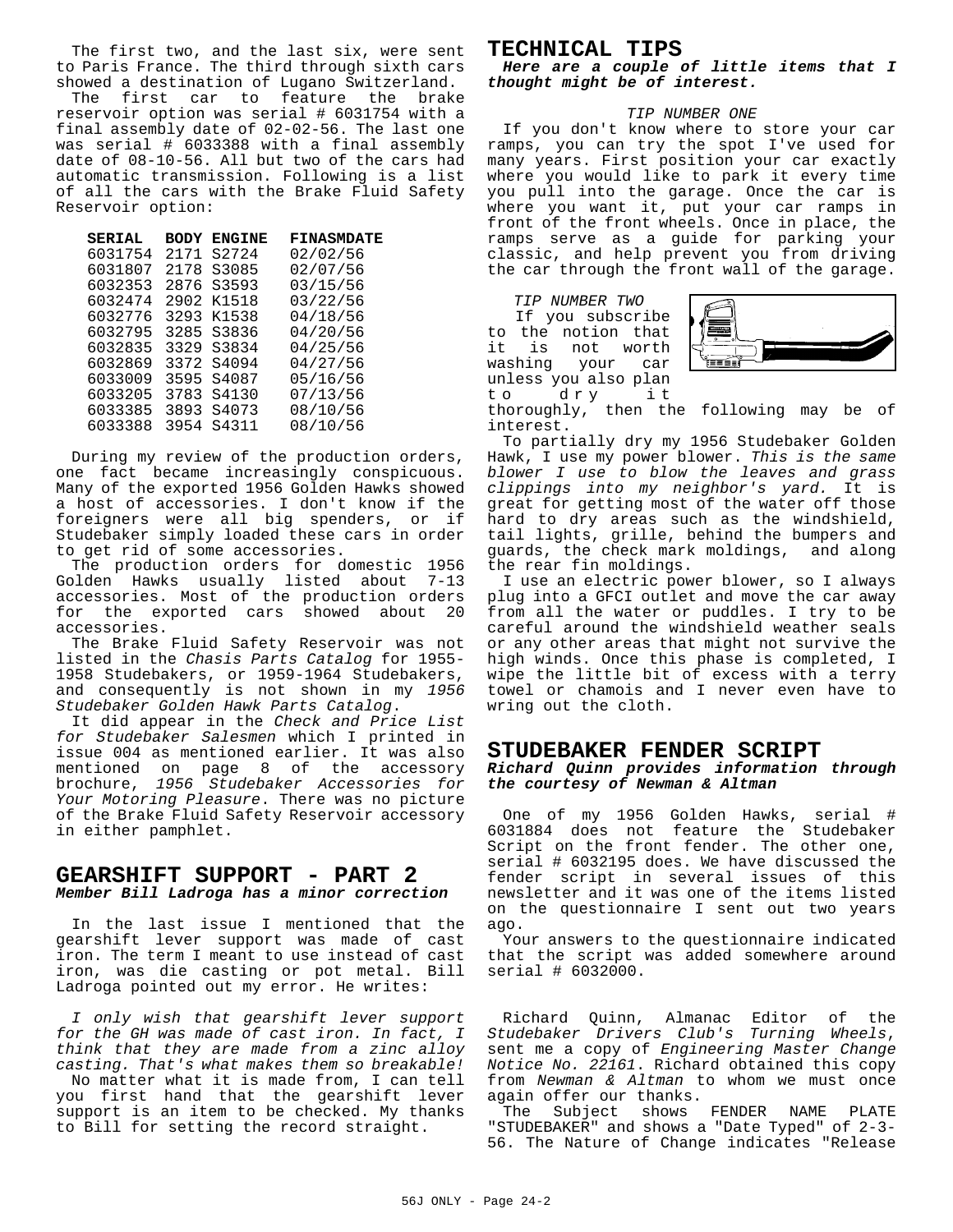The first two, and the last six, were sent to Paris France. The third through sixth cars showed a destination of Lugano Switzerland.

The first car to feature the brake reservoir option was serial # 6031754 with a final assembly date of 02-02-56. The last one was serial # 6033388 with a final assembly date of 08-10-56. All but two of the cars had automatic transmission. Following is a list of all the cars with the Brake Fluid Safety Reservoir option:

| SERIAL | BODY | ENGINE | FINASMDATE |
|---|---|---|---|
| 6031754 | 2171 | S2724 | 02/02/56 |
| 6031807 | 2178 | S3085 | 02/07/56 |
| 6032353 | 2876 | S3593 | 03/15/56 |
| 6032474 | 2902 | K1518 | 03/22/56 |
| 6032776 | 3293 | K1538 | 04/18/56 |
| 6032795 | 3285 | S3836 | 04/20/56 |
| 6032835 | 3329 | S3834 | 04/25/56 |
| 6032869 | 3372 | S4094 | 04/27/56 |
| 6033009 | 3595 | S4087 | 05/16/56 |
| 6033205 | 3783 | S4130 | 07/13/56 |
| 6033385 | 3893 | S4073 | 08/10/56 |
| 6033388 | 3954 | S4311 | 08/10/56 |

During my review of the production orders, one fact became increasingly conspicuous. Many of the exported 1956 Golden Hawks showed a host of accessories. I don't know if the foreigners were all big spenders, or if Studebaker simply loaded these cars in order to get rid of some accessories.

The production orders for domestic 1956 Golden Hawks usually listed about 7-13 accessories. Most of the production orders for the exported cars showed about 20 accessories.

The Brake Fluid Safety Reservoir was not listed in the *Chasis Parts Catalog* for 1955-1958 Studebakers, or 1959-1964 Studebakers, and consequently is not shown in my *1956 Studebaker Golden Hawk Parts Catalog*.

It did appear in the *Check and Price List for Studebaker Salesmen* which I printed in issue 004 as mentioned earlier. It was also mentioned on page 8 of the accessory brochure, *1956 Studebaker Accessories for Your Motoring Pleasure*. There was no picture of the Brake Fluid Safety Reservoir accessory in either pamphlet.

## GEARSHIFT SUPPORT - PART 2

***Member Bill Ladroga has a minor correction***

In the last issue I mentioned that the gearshift lever support was made of cast iron. The term I meant to use instead of cast iron, was die casting or pot metal. Bill Ladroga pointed out my error. He writes:

*I only wish that gearshift lever support for the GH was made of cast iron. In fact, I think that they are made from a zinc alloy casting. That's what makes them so breakable!*

No matter what it is made from, I can tell you first hand that the gearshift lever support is an item to be checked. My thanks to Bill for setting the record straight.

## TECHNICAL TIPS

***Here are a couple of little items that I thought might be of interest.***

*TIP NUMBER ONE*

If you don't know where to store your car ramps, you can try the spot I've used for many years. First position your car exactly where you would like to park it every time you pull into the garage. Once the car is where you want it, put your car ramps in front of the front wheels. Once in place, the ramps serve as a guide for parking your classic, and help prevent you from driving the car through the front wall of the garage.

*TIP NUMBER TWO*

If you subscribe to the notion that it is not worth washing your car unless you also plan to dry it thoroughly, then the following may be of interest.

To partially dry my 1956 Studebaker Golden Hawk, I use my power blower. *This is the same blower I use to blow the leaves and grass clippings into my neighbor's yard.* It is great for getting most of the water off those hard to dry areas such as the windshield, tail lights, grille, behind the bumpers and guards, the check mark moldings, and along the rear fin moldings.

I use an electric power blower, so I always plug into a GFCI outlet and move the car away from all the water or puddles. I try to be careful around the windshield weather seals or any other areas that might not survive the high winds. Once this phase is completed, I wipe the little bit of excess with a terry towel or chamois and I never even have to wring out the cloth.

## STUDEBAKER FENDER SCRIPT

***Richard Quinn provides information through the courtesy of Newman & Altman***

One of my 1956 Golden Hawks, serial # 6031884 does not feature the Studebaker Script on the front fender. The other one, serial # 6032195 does. We have discussed the fender script in several issues of this newsletter and it was one of the items listed on the questionnaire I sent out two years ago.

Your answers to the questionnaire indicated that the script was added somewhere around serial # 6032000.

Richard Quinn, Almanac Editor of the *Studebaker Drivers Club's Turning Wheels*, sent me a copy of *Engineering Master Change Notice No. 22161*. Richard obtained this copy from *Newman & Altman* to whom we must once again offer our thanks.

The Subject shows FENDER NAME PLATE "STUDEBAKER" and shows a "Date Typed" of 2-3-56. The Nature of Change indicates "Release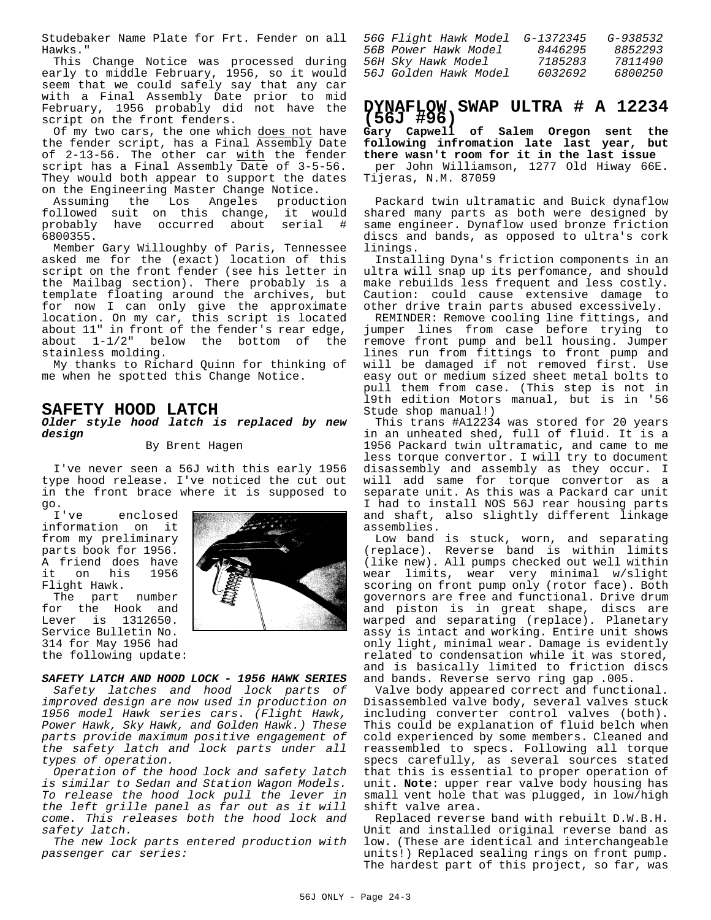Studebaker Name Plate for Frt. Fender on all Hawks."

This Change Notice was processed during early to middle February, 1956, so it would seem that we could safely say that any car with a Final Assembly Date prior to mid February, 1956 probably did not have the script on the front fenders.

Of my two cars, the one which does not have the fender script, has a Final Assembly Date of 2-13-56. The other car with the fender script has a Final Assembly Date of 3-5-56. They would both appear to support the dates on the Engineering Master Change Notice.

Assuming the Los Angeles production followed suit on this change, it would probably have occurred about serial # 6800355.

Member Gary Willoughby of Paris, Tennessee asked me for the (exact) location of this script on the front fender (see his letter in the Mailbag section). There probably is a template floating around the archives, but for now I can only give the approximate location. On my car, this script is located about 11" in front of the fender's rear edge, about 1-1/2" below the bottom of the stainless molding.

My thanks to Richard Quinn for thinking of me when he spotted this Change Notice.

## SAFETY HOOD LATCH

***Older style hood latch is replaced by new design***

By Brent Hagen

I've never seen a 56J with this early 1956 type hood release. I've noticed the cut out in the front brace where it is supposed to go.

I've enclosed information on it from my preliminary parts book for 1956. A friend does have it on his 1956 Flight Hawk.

The part number for the Hook and Lever is 1312650. Service Bulletin No. 314 for May 1956 had the following update:

***SAFETY LATCH AND HOOD LOCK - 1956 HAWK SERIES***

*Safety latches and hood lock parts of improved design are now used in production on 1956 model Hawk series cars. (Flight Hawk, Power Hawk, Sky Hawk, and Golden Hawk.) These parts provide maximum positive engagement of the safety latch and lock parts under all types of operation.*

*Operation of the hood lock and safety latch is similar to Sedan and Station Wagon Models. To release the hood lock pull the lever in the left grille panel as far out as it will come. This releases both the hood lock and safety latch.*

*The new lock parts entered production with passenger car series:*

| | | |
|---|---|---|
| *56G Flight Hawk Model* | *G-1372345* | *G-938532* |
| *56B Power Hawk Model* | *8446295* | *8852293* |
| *56H Sky Hawk Model* | *7185283* | *7811490* |
| *56J Golden Hawk Model* | *6032692* | *6800250* |

## DYNAFLOW SWAP ULTRA # A 12234 (56J #96)

**Gary Capwell of Salem Oregon sent the following infromation late last year, but there wasn't room for it in the last issue**

per John Williamson, 1277 Old Hiway 66E. Tijeras, N.M. 87059

Packard twin ultramatic and Buick dynaflow shared many parts as both were designed by same engineer. Dynaflow used bronze friction discs and bands, as opposed to ultra's cork linings.

Installing Dyna's friction components in an ultra will snap up its perfomance, and should make rebuilds less frequent and less costly. Caution: could cause extensive damage to other drive train parts abused excessively.

REMINDER: Remove cooling line fittings, and jumper lines from case before trying to remove front pump and bell housing. Jumper lines run from fittings to front pump and will be damaged if not removed first. Use easy out or medium sized sheet metal bolts to pull them from case. (This step is not in l9th edition Motors manual, but is in '56 Stude shop manual!)

This trans #A12234 was stored for 20 years in an unheated shed, full of fluid. It is a 1956 Packard twin ultramatic, and came to me less torque convertor. I will try to document disassembly and assembly as they occur. I will add same for torque convertor as a separate unit. As this was a Packard car unit I had to install NOS 56J rear housing parts and shaft, also slightly different linkage assemblies.

Low band is stuck, worn, and separating (replace). Reverse band is within limits (like new). All pumps checked out well within wear limits, wear very minimal w/slight scoring on front pump only (rotor face). Both governors are free and functional. Drive drum and piston is in great shape, discs are warped and separating (replace). Planetary assy is intact and working. Entire unit shows only light, minimal wear. Damage is evidently related to condensation while it was stored, and is basically limited to friction discs and bands. Reverse servo ring gap .005.

Valve body appeared correct and functional. Disassembled valve body, several valves stuck including converter control valves (both). This could be explanation of fluid belch when cold experienced by some members. Cleaned and reassembled to specs. Following all torque specs carefully, as several sources stated that this is essential to proper operation of unit. **Note**: upper rear valve body housing has small vent hole that was plugged, in low/high shift valve area.

Replaced reverse band with rebuilt D.W.B.H. Unit and installed original reverse band as low. (These are identical and interchangeable units!) Replaced sealing rings on front pump. The hardest part of this project, so far, was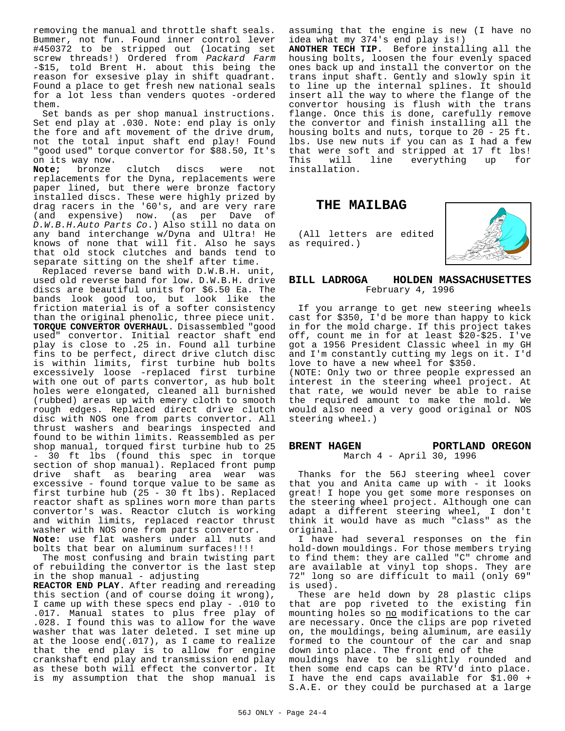removing the manual and throttle shaft seals. Bummer, not fun. Found inner control lever #450372 to be stripped out (locating set screw threads!) Ordered from *Packard Farm* -$15, told Brent H. about this being the reason for exsesive play in shift quadrant. Found a place to get fresh new national seals for a lot less than venders quotes -ordered them.

Set bands as per shop manual instructions. Set end play at .030. Note: end play is only the fore and aft movement of the drive drum, not the total input shaft end play! Found "good used" torque convertor for $88.50, It's on its way now.

**Note;** bronze clutch discs were not replacements for the Dyna, replacements were paper lined, but there were bronze factory installed discs. These were highly prized by drag racers in the '60's, and are very rare (and expensive) now. (as per Dave of *D.W.B.H.Auto Parts Co.*) Also still no data on any band interchange w/Dyna and Ultra! He knows of none that will fit. Also he says that old stock clutches and bands tend to separate sitting on the shelf after time.

Replaced reverse band with D.W.B.H. unit, used old reverse band for low. D.W.B.H. drive discs are beautiful units for $6.50 Ea. The bands look good too, but look like the friction material is of a softer consistency than the original phenolic, three piece unit.

**TORQUE CONVERTOR OVERHAUL**. Disassembled "good used" convertor. Initial reactor shaft end play is close to .25 in. Found all turbine fins to be perfect, direct drive clutch disc is within limits, first turbine hub bolts excessively loose -replaced first turbine with one out of parts convertor, as hub bolt holes were elongated, cleaned all burnished (rubbed) areas up with emery cloth to smooth rough edges. Replaced direct drive clutch disc with NOS one from parts convertor. All thrust washers and bearings inspected and found to be within limits. Reassembled as per shop manual, torqued first turbine hub to 25 - 30 ft lbs (found this spec in torque section of shop manual). Replaced front pump drive shaft as bearing area wear was excessive - found torque value to be same as first turbine hub (25 - 30 ft lbs). Replaced reactor shaft as splines worn more than parts convertor's was. Reactor clutch is working and within limits, replaced reactor thrust washer with NOS one from parts convertor.

**Note:** use flat washers under all nuts and bolts that bear on aluminum surfaces!!!!

The most confusing and brain twisting part of rebuilding the convertor is the last step in the shop manual - adjusting

**REACTOR END PLAY**. After reading and rereading this section (and of course doing it wrong), I came up with these specs end play - .010 to .017. Manual states to plus free play of .028. I found this was to allow for the wave washer that was later deleted. I set mine up at the loose end(.017), as I came to realize that the end play is to allow for engine crankshaft end play and transmission end play as these both will effect the convertor. It is my assumption that the shop manual is assuming that the engine is new (I have no idea what my 374's end play is!)

**ANOTHER TECH TIP.** Before installing all the housing bolts, loosen the four evenly spaced ones back up and install the convertor on the trans input shaft. Gently and slowly spin it to line up the internal splines. It should insert all the way to where the flange of the convertor housing is flush with the trans flange. Once this is done, carefully remove the convertor and finish installing all the housing bolts and nuts, torque to 20 - 25 ft. lbs. Use new nuts if you can as I had a few that were soft and stripped at 17 ft lbs! This will line everything up for installation.

## THE MAILBAG

(All letters are edited as required.)

### BILL LADROGA — HOLDEN MASSACHUSETTES

February 4, 1996

If you arrange to get new steering wheels cast for $350, I'd be more than happy to kick in for the mold charge. If this project takes off, count me in for at least $20-$25. I've got a 1956 President Classic wheel in my GH and I'm constantly cutting my legs on it. I'd love to have a new wheel for $350.

(NOTE: Only two or three people expressed an interest in the steering wheel project. At that rate, we would never be able to raise the required amount to make the mold. We would also need a very good original or NOS steering wheel.)

### BRENT HAGEN — PORTLAND OREGON

March 4 - April 30, 1996

Thanks for the 56J steering wheel cover that you and Anita came up with - it looks great! I hope you get some more responses on the steering wheel project. Although one can adapt a different steering wheel, I don't think it would have as much "class" as the original.

I have had several responses on the fin hold-down mouldings. For those members trying to find them: they are called "C" chrome and are available at vinyl top shops. They are 72" long so are difficult to mail (only 69" is used).

These are held down by 28 plastic clips that are pop riveted to the existing fin mounting holes so <u>no</u> modifications to the car are necessary. Once the clips are pop riveted on, the mouldings, being aluminum, are easily formed to the countour of the car and snap down into place. The front end of the mouldings have to be slightly rounded and then some end caps can be RTV'd into place. I have the end caps available for $1.00 + S.A.E. or they could be purchased at a large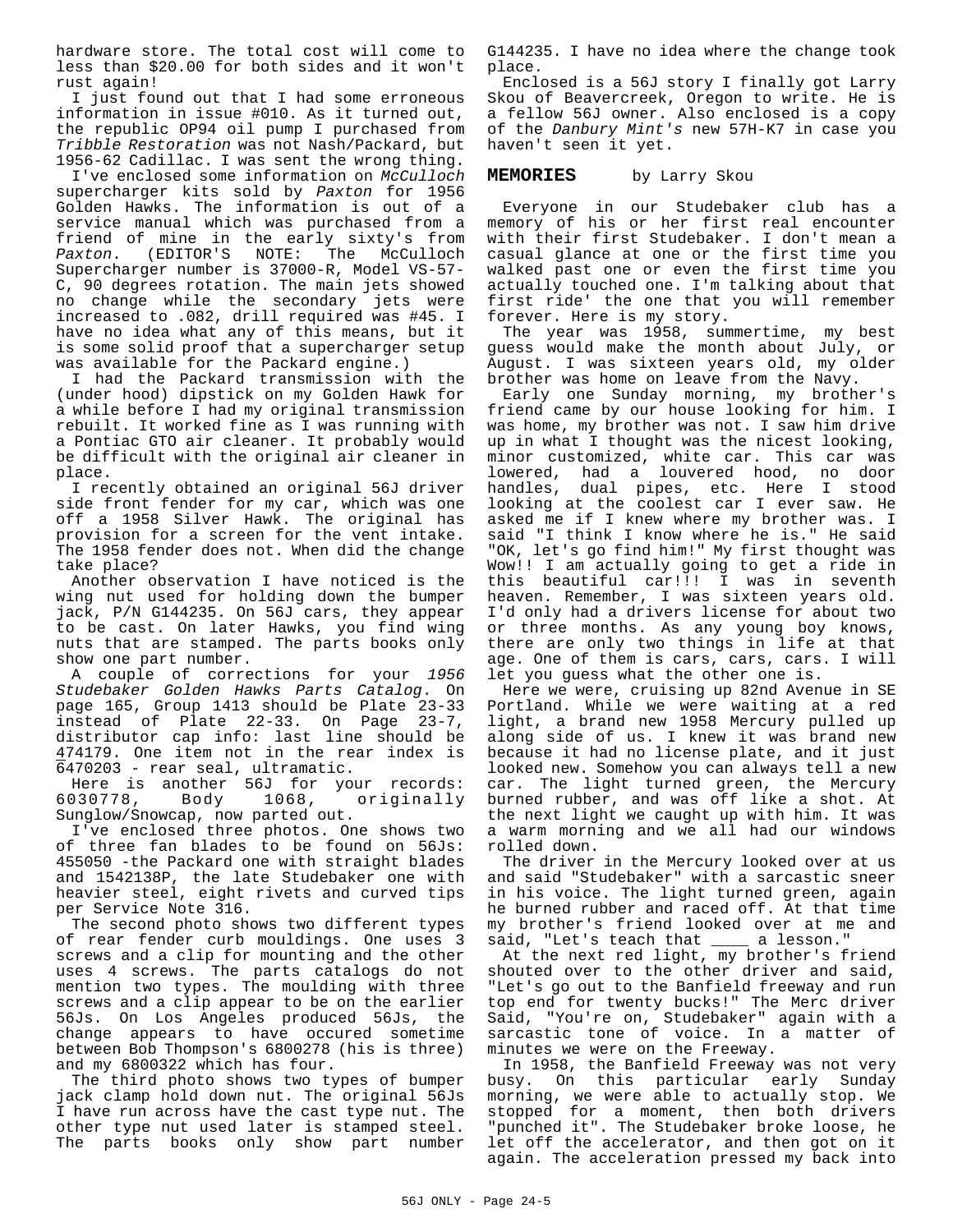hardware store. The total cost will come to less than $20.00 for both sides and it won't rust again!

I just found out that I had some erroneous information in issue #010. As it turned out, the republic OP94 oil pump I purchased from *Tribble Restoration* was not Nash/Packard, but 1956-62 Cadillac. I was sent the wrong thing.

I've enclosed some information on *McCulloch* supercharger kits sold by *Paxton* for 1956 Golden Hawks. The information is out of a service manual which was purchased from a friend of mine in the early sixty's from *Paxton*. (EDITOR'S NOTE: The McCulloch Supercharger number is 37000-R, Model VS-57-C, 90 degrees rotation. The main jets showed no change while the secondary jets were increased to .082, drill required was #45. I have no idea what any of this means, but it is some solid proof that a supercharger setup was available for the Packard engine.)

I had the Packard transmission with the (under hood) dipstick on my Golden Hawk for a while before I had my original transmission rebuilt. It worked fine as I was running with a Pontiac GTO air cleaner. It probably would be difficult with the original air cleaner in place.

I recently obtained an original 56J driver side front fender for my car, which was one off a 1958 Silver Hawk. The original has provision for a screen for the vent intake. The 1958 fender does not. When did the change take place?

Another observation I have noticed is the wing nut used for holding down the bumper jack, P/N G144235. On 56J cars, they appear to be cast. On later Hawks, you find wing nuts that are stamped. The parts books only show one part number.

A couple of corrections for your *1956 Studebaker Golden Hawks Parts Catalog*. On page 165, Group 1413 should be Plate 23-33 instead of Plate 22-33. On Page 23-7, distributor cap info: last line should be 474179. One item not in the rear index is 6470203 - rear seal, ultramatic.

Here is another 56J for your records: 6030778, Body 1068, originally Sunglow/Snowcap, now parted out.

I've enclosed three photos. One shows two of three fan blades to be found on 56Js: 455050 -the Packard one with straight blades and 1542138P, the late Studebaker one with heavier steel, eight rivets and curved tips per Service Note 316.

The second photo shows two different types of rear fender curb mouldings. One uses 3 screws and a clip for mounting and the other uses 4 screws. The parts catalogs do not mention two types. The moulding with three screws and a clip appear to be on the earlier 56Js. On Los Angeles produced 56Js, the change appears to have occured sometime between Bob Thompson's 6800278 (his is three) and my 6800322 which has four.

The third photo shows two types of bumper jack clamp hold down nut. The original 56Js I have run across have the cast type nut. The other type nut used later is stamped steel. The parts books only show part number G144235. I have no idea where the change took place.

Enclosed is a 56J story I finally got Larry Skou of Beavercreek, Oregon to write. He is a fellow 56J owner. Also enclosed is a copy of the *Danbury Mint's* new 57H-K7 in case you haven't seen it yet.

## MEMORIES by Larry Skou

Everyone in our Studebaker club has a memory of his or her first real encounter with their first Studebaker. I don't mean a casual glance at one or the first time you walked past one or even the first time you actually touched one. I'm talking about that first ride' the one that you will remember forever. Here is my story.

The year was 1958, summertime, my best guess would make the month about July, or August. I was sixteen years old, my older brother was home on leave from the Navy.

Early one Sunday morning, my brother's friend came by our house looking for him. I was home, my brother was not. I saw him drive up in what I thought was the nicest looking, minor customized, white car. This car was lowered, had a louvered hood, no door handles, dual pipes, etc. Here I stood looking at the coolest car I ever saw. He asked me if I knew where my brother was. I said "I think I know where he is." He said "OK, let's go find him!" My first thought was Wow!! I am actually going to get a ride in this beautiful car!!! I was in seventh heaven. Remember, I was sixteen years old. I'd only had a drivers license for about two or three months. As any young boy knows, there are only two things in life at that age. One of them is cars, cars, cars. I will let you guess what the other one is.

Here we were, cruising up 82nd Avenue in SE Portland. While we were waiting at a red light, a brand new 1958 Mercury pulled up along side of us. I knew it was brand new because it had no license plate, and it just looked new. Somehow you can always tell a new car. The light turned green, the Mercury burned rubber, and was off like a shot. At the next light we caught up with him. It was a warm morning and we all had our windows rolled down.

The driver in the Mercury looked over at us and said "Studebaker" with a sarcastic sneer in his voice. The light turned green, again he burned rubber and raced off. At that time my brother's friend looked over at me and said, "Let's teach that ____ a lesson."

At the next red light, my brother's friend shouted over to the other driver and said, "Let's go out to the Banfield freeway and run top end for twenty bucks!" The Merc driver Said, "You're on, Studebaker" again with a sarcastic tone of voice. In a matter of minutes we were on the Freeway.

In 1958, the Banfield Freeway was not very busy. On this particular early Sunday morning, we were able to actually stop. We stopped for a moment, then both drivers "punched it". The Studebaker broke loose, he let off the accelerator, and then got on it again. The acceleration pressed my back into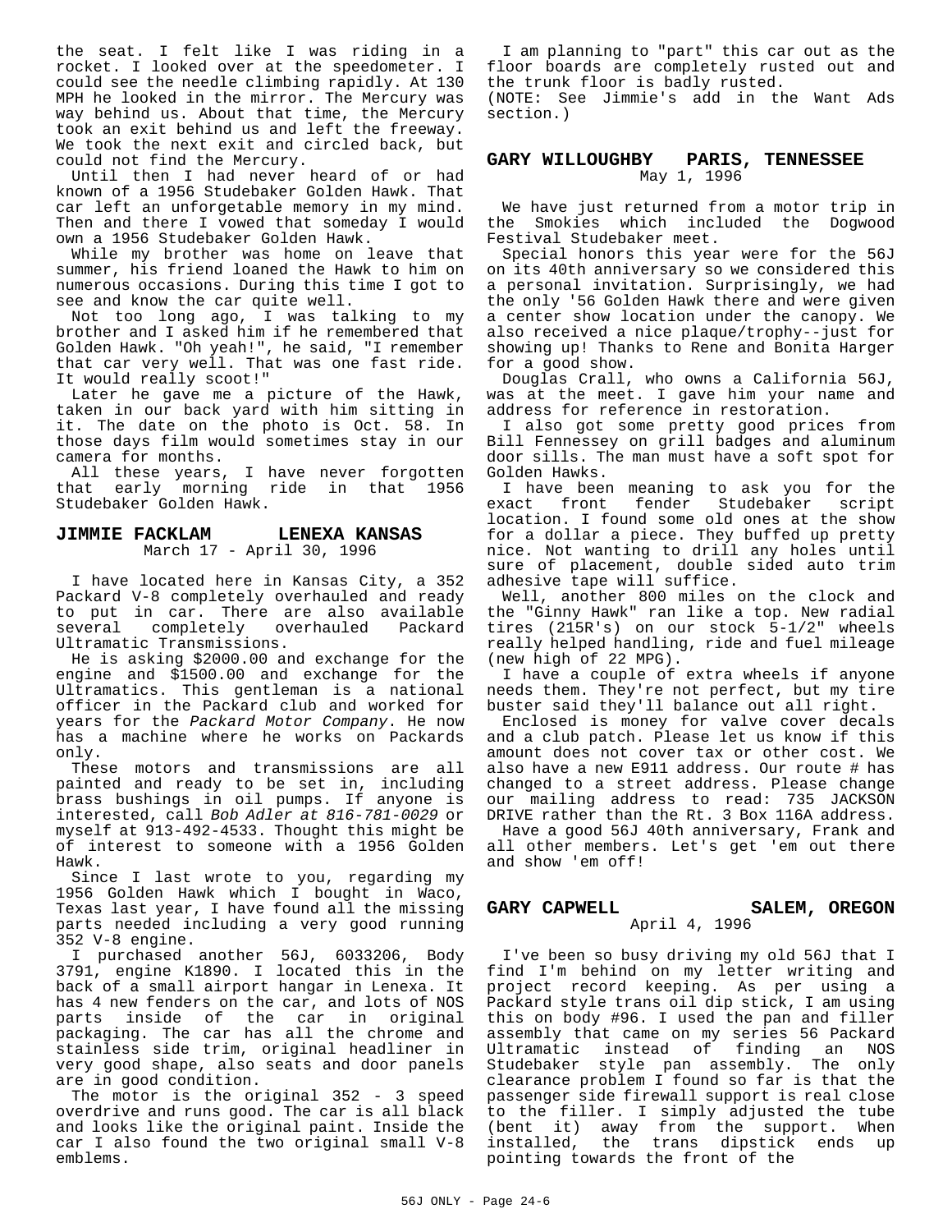the seat. I felt like I was riding in a rocket. I looked over at the speedometer. I could see the needle climbing rapidly. At 130 MPH he looked in the mirror. The Mercury was way behind us. About that time, the Mercury took an exit behind us and left the freeway. We took the next exit and circled back, but could not find the Mercury.

Until then I had never heard of or had known of a 1956 Studebaker Golden Hawk. That car left an unforgetable memory in my mind. Then and there I vowed that someday I would own a 1956 Studebaker Golden Hawk.

While my brother was home on leave that summer, his friend loaned the Hawk to him on numerous occasions. During this time I got to see and know the car quite well.

Not too long ago, I was talking to my brother and I asked him if he remembered that Golden Hawk. "Oh yeah!", he said, "I remember that car very well. That was one fast ride. It would really scoot!"

Later he gave me a picture of the Hawk, taken in our back yard with him sitting in it. The date on the photo is Oct. 58. In those days film would sometimes stay in our camera for months.

All these years, I have never forgotten that early morning ride in that 1956 Studebaker Golden Hawk.

## JIMMIE FACKLAM LENEXA KANSAS

March 17 - April 30, 1996

I have located here in Kansas City, a 352 Packard V-8 completely overhauled and ready to put in car. There are also available several completely overhauled Packard Ultramatic Transmissions.

He is asking $2000.00 and exchange for the engine and $1500.00 and exchange for the Ultramatics. This gentleman is a national officer in the Packard club and worked for years for the *Packard Motor Company*. He now has a machine where he works on Packards only.

These motors and transmissions are all painted and ready to be set in, including brass bushings in oil pumps. If anyone is interested, call *Bob Adler at 816-781-0029* or myself at 913-492-4533. Thought this might be of interest to someone with a 1956 Golden Hawk.

Since I last wrote to you, regarding my 1956 Golden Hawk which I bought in Waco, Texas last year, I have found all the missing parts needed including a very good running 352 V-8 engine.

I purchased another 56J, 6033206, Body 3791, engine K1890. I located this in the back of a small airport hangar in Lenexa. It has 4 new fenders on the car, and lots of NOS parts inside of the car in original packaging. The car has all the chrome and stainless side trim, original headliner in very good shape, also seats and door panels are in good condition.

The motor is the original 352 - 3 speed overdrive and runs good. The car is all black and looks like the original paint. Inside the car I also found the two original small V-8 emblems.

I am planning to "part" this car out as the floor boards are completely rusted out and the trunk floor is badly rusted.

(NOTE: See Jimmie's add in the Want Ads section.)

## GARY WILLOUGHBY PARIS, TENNESSEE

May 1, 1996

We have just returned from a motor trip in the Smokies which included the Dogwood Festival Studebaker meet.

Special honors this year were for the 56J on its 40th anniversary so we considered this a personal invitation. Surprisingly, we had the only '56 Golden Hawk there and were given a center show location under the canopy. We also received a nice plaque/trophy--just for showing up! Thanks to Rene and Bonita Harger for a good show.

Douglas Crall, who owns a California 56J, was at the meet. I gave him your name and address for reference in restoration.

I also got some pretty good prices from Bill Fennessey on grill badges and aluminum door sills. The man must have a soft spot for Golden Hawks.

I have been meaning to ask you for the exact front fender Studebaker script location. I found some old ones at the show for a dollar a piece. They buffed up pretty nice. Not wanting to drill any holes until sure of placement, double sided auto trim adhesive tape will suffice.

Well, another 800 miles on the clock and the "Ginny Hawk" ran like a top. New radial tires (215R's) on our stock 5-1/2" wheels really helped handling, ride and fuel mileage (new high of 22 MPG).

I have a couple of extra wheels if anyone needs them. They're not perfect, but my tire buster said they'll balance out all right.

Enclosed is money for valve cover decals and a club patch. Please let us know if this amount does not cover tax or other cost. We also have a new E911 address. Our route # has changed to a street address. Please change our mailing address to read: 735 JACKSON DRIVE rather than the Rt. 3 Box 116A address.

Have a good 56J 40th anniversary, Frank and all other members. Let's get 'em out there and show 'em off!

## GARY CAPWELL SALEM, OREGON

April 4, 1996

I've been so busy driving my old 56J that I find I'm behind on my letter writing and project record keeping. As per using a Packard style trans oil dip stick, I am using this on body #96. I used the pan and filler assembly that came on my series 56 Packard Ultramatic instead of finding an NOS Studebaker style pan assembly. The only clearance problem I found so far is that the passenger side firewall support is real close to the filler. I simply adjusted the tube (bent it) away from the support. When installed, the trans dipstick ends up pointing towards the front of the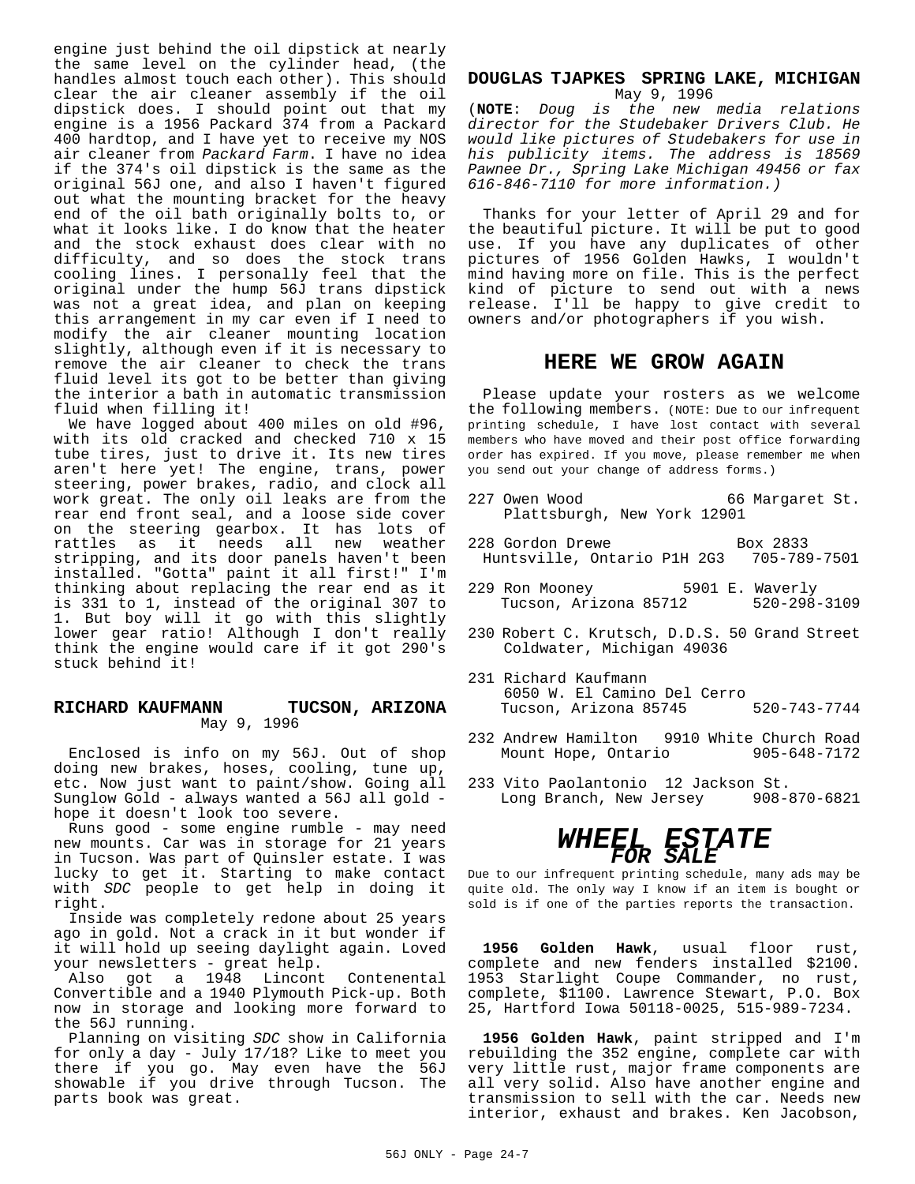engine just behind the oil dipstick at nearly the same level on the cylinder head, (the handles almost touch each other). This should clear the air cleaner assembly if the oil dipstick does. I should point out that my engine is a 1956 Packard 374 from a Packard 400 hardtop, and I have yet to receive my NOS air cleaner from *Packard Farm*. I have no idea if the 374's oil dipstick is the same as the original 56J one, and also I haven't figured out what the mounting bracket for the heavy end of the oil bath originally bolts to, or what it looks like. I do know that the heater and the stock exhaust does clear with no difficulty, and so does the stock trans cooling lines. I personally feel that the original under the hump 56J trans dipstick was not a great idea, and plan on keeping this arrangement in my car even if I need to modify the air cleaner mounting location slightly, although even if it is necessary to remove the air cleaner to check the trans fluid level its got to be better than giving the interior a bath in automatic transmission fluid when filling it!

We have logged about 400 miles on old #96, with its old cracked and checked 710 x 15 tube tires, just to drive it. Its new tires aren't here yet! The engine, trans, power steering, power brakes, radio, and clock all work great. The only oil leaks are from the rear end front seal, and a loose side cover on the steering gearbox. It has lots of rattles as it needs all new weather stripping, and its door panels haven't been installed. "Gotta" paint it all first!" I'm thinking about replacing the rear end as it is 331 to 1, instead of the original 307 to 1. But boy will it go with this slightly lower gear ratio! Although I don't really think the engine would care if it got 290's stuck behind it!

### RICHARD KAUFMANN — TUCSON, ARIZONA

May 9, 1996

Enclosed is info on my 56J. Out of shop doing new brakes, hoses, cooling, tune up, etc. Now just want to paint/show. Going all Sunglow Gold - always wanted a 56J all gold - hope it doesn't look too severe.

Runs good - some engine rumble - may need new mounts. Car was in storage for 21 years in Tucson. Was part of Quinsler estate. I was lucky to get it. Starting to make contact with *SDC* people to get help in doing it right.

Inside was completely redone about 25 years ago in gold. Not a crack in it but wonder if it will hold up seeing daylight again. Loved your newsletters - great help.

Also got a 1948 Lincont Contenental Convertible and a 1940 Plymouth Pick-up. Both now in storage and looking more forward to the 56J running.

Planning on visiting *SDC* show in California for only a day - July 17/18? Like to meet you there if you go. May even have the 56J showable if you drive through Tucson. The parts book was great.

### DOUGLAS TJAPKES — SPRING LAKE, MICHIGAN

May 9, 1996

(**NOTE**: *Doug is the new media relations director for the Studebaker Drivers Club. He would like pictures of Studebakers for use in his publicity items. The address is 18569 Pawnee Dr., Spring Lake Michigan 49456 or fax 616-846-7110 for more information.)*

Thanks for your letter of April 29 and for the beautiful picture. It will be put to good use. If you have any duplicates of other pictures of 1956 Golden Hawks, I wouldn't mind having more on file. This is the perfect kind of picture to send out with a news release. I'll be happy to give credit to owners and/or photographers if you wish.

## HERE WE GROW AGAIN

Please update your rosters as we welcome the following members. (NOTE: Due to our infrequent printing schedule, I have lost contact with several members who have moved and their post office forwarding order has expired. If you move, please remember me when you send out your change of address forms.)

227 Owen Wood, 66 Margaret St., Plattsburgh, New York 12901

228 Gordon Drewe, Box 2833, Huntsville, Ontario P1H 2G3, 705-789-7501

229 Ron Mooney, 5901 E. Waverly, Tucson, Arizona 85712, 520-298-3109

230 Robert C. Krutsch, D.D.S. 50 Grand Street, Coldwater, Michigan 49036

231 Richard Kaufmann, 6050 W. El Camino Del Cerro, Tucson, Arizona 85745, 520-743-7744

232 Andrew Hamilton, 9910 White Church Road, Mount Hope, Ontario, 905-648-7172

233 Vito Paolantonio, 12 Jackson St., Long Branch, New Jersey, 908-870-6821

## *WHEEL ESTATE*
### *FOR SALE*

Due to our infrequent printing schedule, many ads may be quite old. The only way I know if an item is bought or sold is if one of the parties reports the transaction.

**1956 Golden Hawk**, usual floor rust, complete and new fenders installed $2100. 1953 Starlight Coupe Commander, no rust, complete, $1100. Lawrence Stewart, P.O. Box 25, Hartford Iowa 50118-0025, 515-989-7234.

**1956 Golden Hawk**, paint stripped and I'm rebuilding the 352 engine, complete car with very little rust, major frame components are all very solid. Also have another engine and transmission to sell with the car. Needs new interior, exhaust and brakes. Ken Jacobson,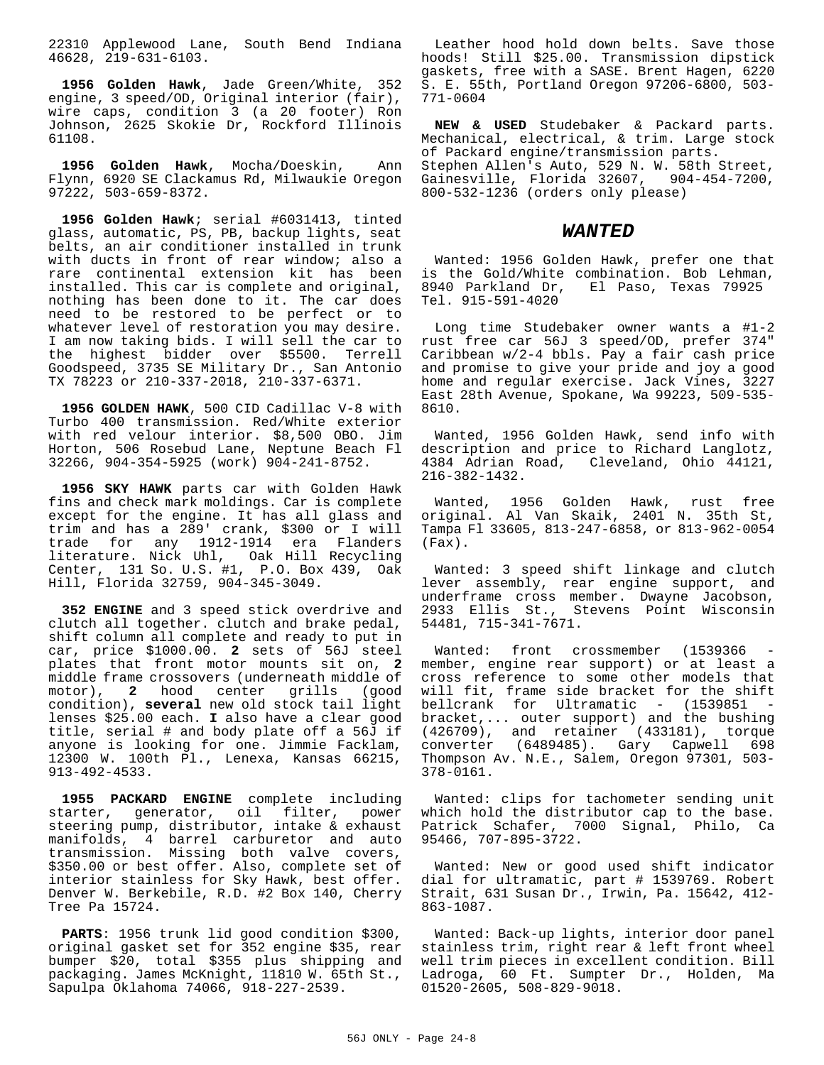22310 Applewood Lane, South Bend Indiana 46628, 219-631-6103.

**1956 Golden Hawk**, Jade Green/White, 352 engine, 3 speed/OD, Original interior (fair), wire caps, condition 3 (a 20 footer) Ron Johnson, 2625 Skokie Dr, Rockford Illinois 61108.

**1956 Golden Hawk**, Mocha/Doeskin, Ann Flynn, 6920 SE Clackamus Rd, Milwaukie Oregon 97222, 503-659-8372.

**1956 Golden Hawk**; serial #6031413, tinted glass, automatic, PS, PB, backup lights, seat belts, an air conditioner installed in trunk with ducts in front of rear window; also a rare continental extension kit has been installed. This car is complete and original, nothing has been done to it. The car does need to be restored to be perfect or to whatever level of restoration you may desire. I am now taking bids. I will sell the car to the highest bidder over $5500. Terrell Goodspeed, 3735 SE Military Dr., San Antonio TX 78223 or 210-337-2018, 210-337-6371.

**1956 GOLDEN HAWK**, 500 CID Cadillac V-8 with Turbo 400 transmission. Red/White exterior with red velour interior. $8,500 OBO. Jim Horton, 506 Rosebud Lane, Neptune Beach Fl 32266, 904-354-5925 (work) 904-241-8752.

**1956 SKY HAWK** parts car with Golden Hawk fins and check mark moldings. Car is complete except for the engine. It has all glass and trim and has a 289' crank, $300 or I will trade for any 1912-1914 era Flanders literature. Nick Uhl, Oak Hill Recycling Center, 131 So. U.S. #1, P.O. Box 439, Oak Hill, Florida 32759, 904-345-3049.

**352 ENGINE** and 3 speed stick overdrive and clutch all together. clutch and brake pedal, shift column all complete and ready to put in car, price $1000.00. **2** sets of 56J steel plates that front motor mounts sit on, **2** middle frame crossovers (underneath middle of motor), **2** hood center grills (good condition), **several** new old stock tail light lenses $25.00 each. **I** also have a clear good title, serial # and body plate off a 56J if anyone is looking for one. Jimmie Facklam, 12300 W. 100th Pl., Lenexa, Kansas 66215, 913-492-4533.

**1955 PACKARD ENGINE** complete including starter, generator, oil filter, power steering pump, distributor, intake & exhaust manifolds, 4 barrel carburetor and auto transmission. Missing both valve covers, $350.00 or best offer. Also, complete set of interior stainless for Sky Hawk, best offer. Denver W. Berkebile, R.D. #2 Box 140, Cherry Tree Pa 15724.

**PARTS**: 1956 trunk lid good condition $300, original gasket set for 352 engine $35, rear bumper $20, total $355 plus shipping and packaging. James McKnight, 11810 W. 65th St., Sapulpa Oklahoma 74066, 918-227-2539.

Leather hood hold down belts. Save those hoods! Still $25.00. Transmission dipstick gaskets, free with a SASE. Brent Hagen, 6220 S. E. 55th, Portland Oregon 97206-6800, 503-771-0604

**NEW & USED** Studebaker & Packard parts. Mechanical, electrical, & trim. Large stock of Packard engine/transmission parts. Stephen Allen's Auto, 529 N. W. 58th Street, Gainesville, Florida 32607, 904-454-7200, 800-532-1236 (orders only please)

## *WANTED*

Wanted: 1956 Golden Hawk, prefer one that is the Gold/White combination. Bob Lehman, 8940 Parkland Dr, El Paso, Texas 79925 Tel. 915-591-4020

Long time Studebaker owner wants a #1-2 rust free car 56J 3 speed/OD, prefer 374" Caribbean w/2-4 bbls. Pay a fair cash price and promise to give your pride and joy a good home and regular exercise. Jack Vines, 3227 East 28th Avenue, Spokane, Wa 99223, 509-535-8610.

Wanted, 1956 Golden Hawk, send info with description and price to Richard Langlotz, 4384 Adrian Road, Cleveland, Ohio 44121, 216-382-1432.

Wanted, 1956 Golden Hawk, rust free original. Al Van Skaik, 2401 N. 35th St, Tampa Fl 33605, 813-247-6858, or 813-962-0054 (Fax).

Wanted: 3 speed shift linkage and clutch lever assembly, rear engine support, and underframe cross member. Dwayne Jacobson, 2933 Ellis St., Stevens Point Wisconsin 54481, 715-341-7671.

Wanted: front crossmember (1539366 - member, engine rear support) or at least a cross reference to some other models that will fit, frame side bracket for the shift bellcrank for Ultramatic - (1539851 - bracket,... outer support) and the bushing (426709), and retainer (433181), torque converter (6489485). Gary Capwell 698 Thompson Av. N.E., Salem, Oregon 97301, 503-378-0161.

Wanted: clips for tachometer sending unit which hold the distributor cap to the base. Patrick Schafer, 7000 Signal, Philo, Ca 95466, 707-895-3722.

Wanted: New or good used shift indicator dial for ultramatic, part # 1539769. Robert Strait, 631 Susan Dr., Irwin, Pa. 15642, 412-863-1087.

Wanted: Back-up lights, interior door panel stainless trim, right rear & left front wheel well trim pieces in excellent condition. Bill Ladroga, 60 Ft. Sumpter Dr., Holden, Ma 01520-2605, 508-829-9018.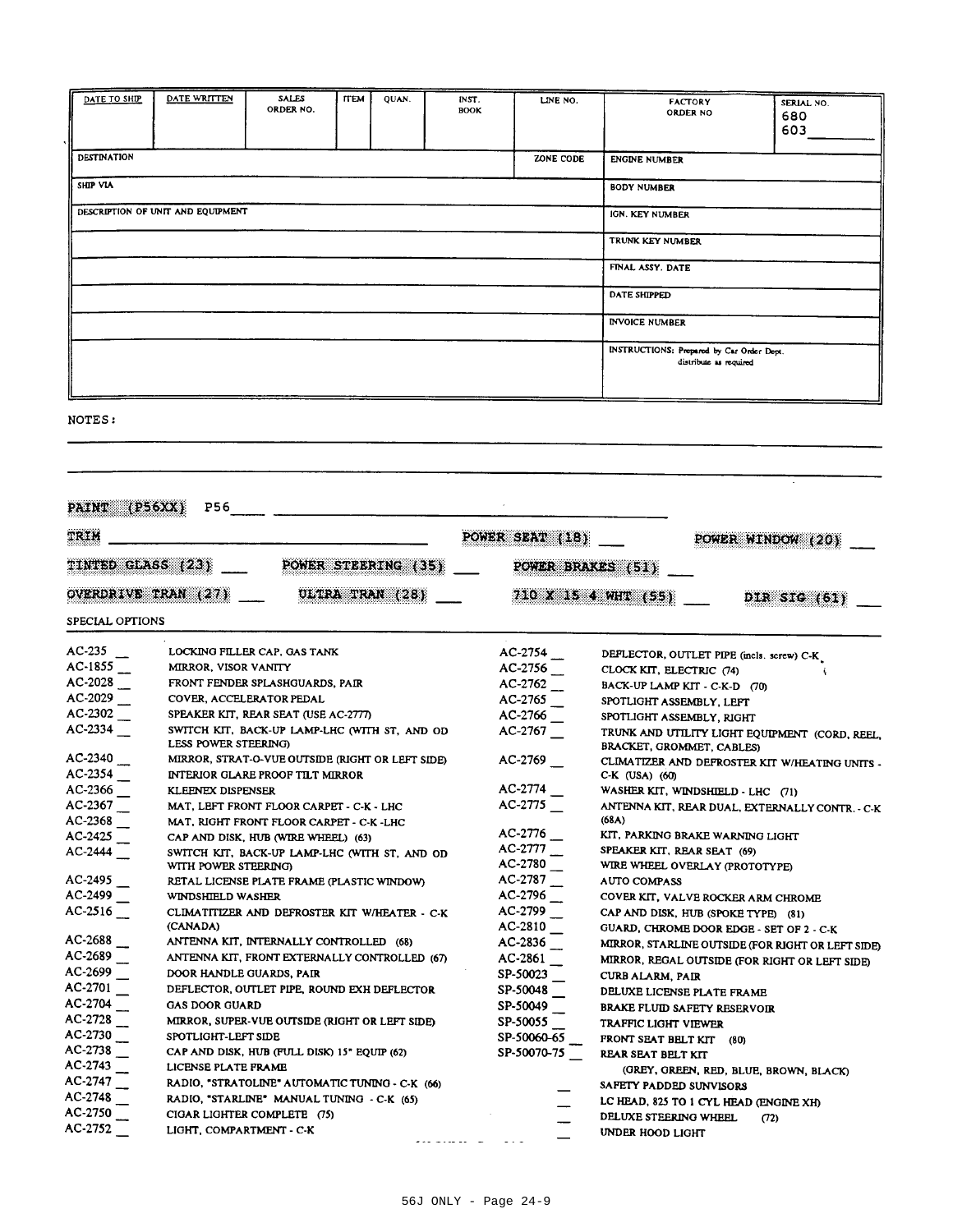| DATE TO SHIP | DATE WRITTEN | SALES ORDER NO. | ITEM | QUAN. | INST. BOOK | LINE NO. | FACTORY ORDER NO | SERIAL NO. 680 603 |
|---|---|---|---|---|---|---|---|---|
| DESTINATION | | | | | | ZONE CODE | ENGINE NUMBER | |
| SHIP VIA | | | | | | | BODY NUMBER | |
| DESCRIPTION OF UNIT AND EQUIPMENT | | | | | | | IGN. KEY NUMBER | |
| | | | | | | | TRUNK KEY NUMBER | |
| | | | | | | | FINAL ASSY. DATE | |
| | | | | | | | DATE SHIPPED | |
| | | | | | | | INVOICE NUMBER | |
| | | | | | | | INSTRUCTIONS: Prepared by Car Order Dept. distribute as required | |

NOTES:

PAINT (P56XX) P56 ____

TRIM ____ POWER SEAT (18) __ POWER WINDOW (20) __

TINTED GLASS (23) __ POWER STEERING (35) __ POWER BRAKES (51) __

OVERDRIVE TRAN (27) __ ULTRA TRAN (28) __ 710 X 15 4 WHT (55) __ DIR SIG (61) __

SPECIAL OPTIONS

| Code | Description |
|---|---|
| AC-235 __ | LOCKING FILLER CAP, GAS TANK |
| AC-1855 __ | MIRROR, VISOR VANITY |
| AC-2028 __ | FRONT FENDER SPLASHGUARDS, PAIR |
| AC-2029 __ | COVER, ACCELERATOR PEDAL |
| AC-2302 __ | SPEAKER KIT, REAR SEAT (USE AC-2777) |
| AC-2334 __ | SWITCH KIT, BACK-UP LAMP-LHC (WITH ST, AND OD LESS POWER STEERING) |
| AC-2340 __ | MIRROR, STRAT-O-VUE OUTSIDE (RIGHT OR LEFT SIDE) |
| AC-2354 __ | INTERIOR GLARE PROOF TILT MIRROR |
| AC-2366 __ | KLEENEX DISPENSER |
| AC-2367 __ | MAT, LEFT FRONT FLOOR CARPET - C-K - LHC |
| AC-2368 __ | MAT, RIGHT FRONT FLOOR CARPET - C-K -LHC |
| AC-2425 __ | CAP AND DISK, HUB (WIRE WHEEL) (63) |
| AC-2444 __ | SWITCH KIT, BACK-UP LAMP-LHC (WITH ST, AND OD WITH POWER STEERING) |
| AC-2495 __ | RETAL LICENSE PLATE FRAME (PLASTIC WINDOW) |
| AC-2499 __ | WINDSHIELD WASHER |
| AC-2516 __ | CLIMATITIZER AND DEFROSTER KIT W/HEATER - C-K (CANADA) |
| AC-2688 __ | ANTENNA KIT, INTERNALLY CONTROLLED (68) |
| AC-2689 __ | ANTENNA KIT, FRONT EXTERNALLY CONTROLLED (67) |
| AC-2699 __ | DOOR HANDLE GUARDS, PAIR |
| AC-2701 __ | DEFLECTOR, OUTLET PIPE, ROUND EXH DEFLECTOR |
| AC-2704 __ | GAS DOOR GUARD |
| AC-2728 __ | MIRROR, SUPER-VUE OUTSIDE (RIGHT OR LEFT SIDE) |
| AC-2730 __ | SPOTLIGHT-LEFT SIDE |
| AC-2738 __ | CAP AND DISK, HUB (FULL DISK) 15" EQUIP (62) |
| AC-2743 __ | LICENSE PLATE FRAME |
| AC-2747 __ | RADIO, "STRATOLINE" AUTOMATIC TUNING - C-K (66) |
| AC-2748 __ | RADIO, "STARLINE" MANUAL TUNING - C-K (65) |
| AC-2750 __ | CIGAR LIGHTER COMPLETE (75) |
| AC-2752 __ | LIGHT, COMPARTMENT - C-K |
| AC-2754 __ | DEFLECTOR, OUTLET PIPE (incls. screw) C-K |
| AC-2756 __ | CLOCK KIT, ELECTRIC (74) |
| AC-2762 __ | BACK-UP LAMP KIT - C-K-D (70) |
| AC-2765 __ | SPOTLIGHT ASSEMBLY, LEFT |
| AC-2766 __ | SPOTLIGHT ASSEMBLY, RIGHT |
| AC-2767 __ | TRUNK AND UTILITY LIGHT EQUIPMENT (CORD, REEL, BRACKET, GROMMET, CABLES) |
| AC-2769 __ | CLIMATIZER AND DEFROSTER KIT W/HEATING UNITS - C-K (USA) (60) |
| AC-2774 __ | WASHER KIT, WINDSHIELD - LHC (71) |
| AC-2775 __ | ANTENNA KIT, REAR DUAL, EXTERNALLY CONTR. - C-K (68A) |
| AC-2776 __ | KIT, PARKING BRAKE WARNING LIGHT |
| AC-2777 __ | SPEAKER KIT, REAR SEAT (69) |
| AC-2780 __ | WIRE WHEEL OVERLAY (PROTOTYPE) |
| AC-2787 __ | AUTO COMPASS |
| AC-2796 __ | COVER KIT, VALVE ROCKER ARM CHROME |
| AC-2799 __ | CAP AND DISK, HUB (SPOKE TYPE) (81) |
| AC-2810 __ | GUARD, CHROME DOOR EDGE - SET OF 2 - C-K |
| AC-2836 __ | MIRROR, STARLINE OUTSIDE (FOR RIGHT OR LEFT SIDE) |
| AC-2861 __ | MIRROR, REGAL OUTSIDE (FOR RIGHT OR LEFT SIDE) |
| SP-50023 __ | CURB ALARM, PAIR |
| SP-50048 __ | DELUXE LICENSE PLATE FRAME |
| SP-50049 __ | BRAKE FLUID SAFETY RESERVOIR |
| SP-50055 __ | TRAFFIC LIGHT VIEWER |
| SP-50060-65 __ | FRONT SEAT BELT KIT (80) |
| SP-50070-75 __ | REAR SEAT BELT KIT (GREY, GREEN, RED, BLUE, BROWN, BLACK) |
| __ | SAFETY PADDED SUNVISORS |
| __ | LC HEAD, 825 TO 1 CYL HEAD (ENGINE XH) |
| __ | DELUXE STEERING WHEEL (72) |
| __ | UNDER HOOD LIGHT |

56J ONLY - Page 24-9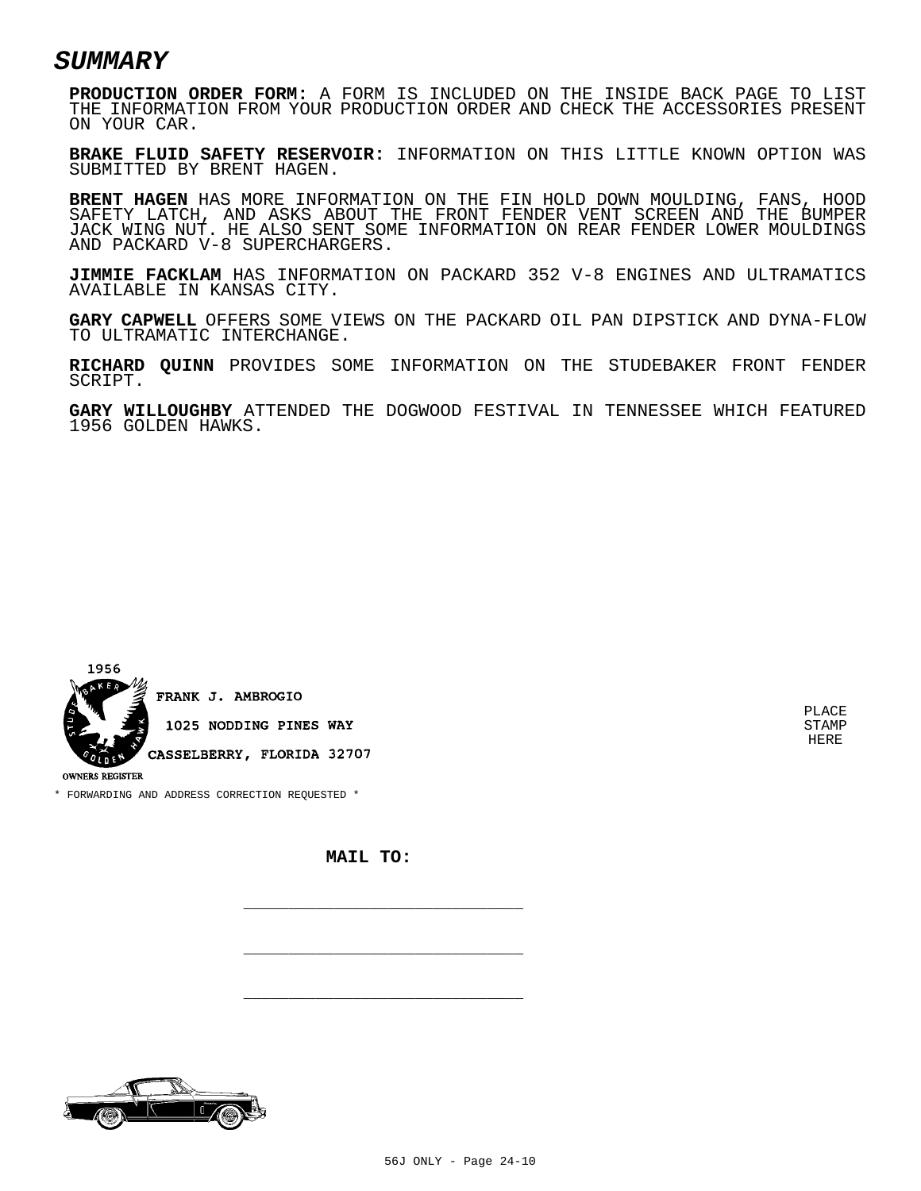## *SUMMARY*

**PRODUCTION ORDER FORM:** A FORM IS INCLUDED ON THE INSIDE BACK PAGE TO LIST THE INFORMATION FROM YOUR PRODUCTION ORDER AND CHECK THE ACCESSORIES PRESENT ON YOUR CAR.

**BRAKE FLUID SAFETY RESERVOIR:** INFORMATION ON THIS LITTLE KNOWN OPTION WAS SUBMITTED BY BRENT HAGEN.

**BRENT HAGEN** HAS MORE INFORMATION ON THE FIN HOLD DOWN MOULDING, FANS, HOOD SAFETY LATCH, AND ASKS ABOUT THE FRONT FENDER VENT SCREEN AND THE BUMPER JACK WING NUT. HE ALSO SENT SOME INFORMATION ON REAR FENDER LOWER MOULDINGS AND PACKARD V-8 SUPERCHARGERS.

**JIMMIE FACKLAM** HAS INFORMATION ON PACKARD 352 V-8 ENGINES AND ULTRAMATICS AVAILABLE IN KANSAS CITY.

**GARY CAPWELL** OFFERS SOME VIEWS ON THE PACKARD OIL PAN DIPSTICK AND DYNA-FLOW TO ULTRAMATIC INTERCHANGE.

**RICHARD QUINN** PROVIDES SOME INFORMATION ON THE STUDEBAKER FRONT FENDER SCRIPT.

**GARY WILLOUGHBY** ATTENDED THE DOGWOOD FESTIVAL IN TENNESSEE WHICH FEATURED 1956 GOLDEN HAWKS.

1956 STUDEBAKER GOLDEN HAWK OWNERS REGISTER

FRANK J. AMBROGIO

1025 NODDING PINES WAY

CASSELBERRY, FLORIDA 32707

PLACE STAMP HERE

\* FORWARDING AND ADDRESS CORRECTION REQUESTED \*

**MAIL TO:**

\_\_\_\_\_\_\_\_\_\_\_\_\_\_\_\_\_\_\_\_\_\_\_\_\_\_\_\_\_\_

\_\_\_\_\_\_\_\_\_\_\_\_\_\_\_\_\_\_\_\_\_\_\_\_\_\_\_\_\_\_

\_\_\_\_\_\_\_\_\_\_\_\_\_\_\_\_\_\_\_\_\_\_\_\_\_\_\_\_\_\_

56J ONLY - Page 24-10